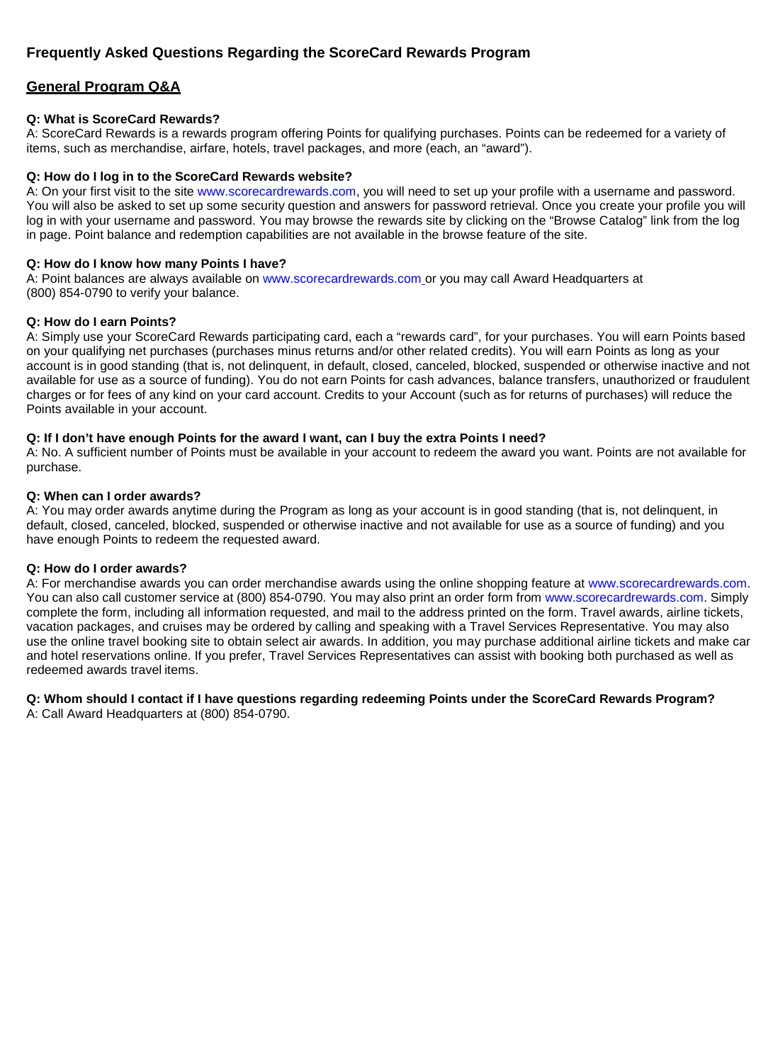# Frequently Asked Questions Regarding the ScoreCard Rewards Program

## General Program Q&A

**Q: What is ScoreCard Rewards?**
A: ScoreCard Rewards is a rewards program offering Points for qualifying purchases. Points can be redeemed for a variety of items, such as merchandise, airfare, hotels, travel packages, and more (each, an "award").

**Q: How do I log in to the ScoreCard Rewards website?**
A: On your first visit to the site www.scorecardrewards.com, you will need to set up your profile with a username and password. You will also be asked to set up some security question and answers for password retrieval. Once you create your profile you will log in with your username and password. You may browse the rewards site by clicking on the "Browse Catalog" link from the log in page. Point balance and redemption capabilities are not available in the browse feature of the site.

**Q: How do I know how many Points I have?**
A: Point balances are always available on www.scorecardrewards.com or you may call Award Headquarters at (800) 854-0790 to verify your balance.

**Q: How do I earn Points?**
A: Simply use your ScoreCard Rewards participating card, each a "rewards card", for your purchases. You will earn Points based on your qualifying net purchases (purchases minus returns and/or other related credits). You will earn Points as long as your account is in good standing (that is, not delinquent, in default, closed, canceled, blocked, suspended or otherwise inactive and not available for use as a source of funding). You do not earn Points for cash advances, balance transfers, unauthorized or fraudulent charges or for fees of any kind on your card account. Credits to your Account (such as for returns of purchases) will reduce the Points available in your account.

**Q: If I don't have enough Points for the award I want, can I buy the extra Points I need?**
A: No. A sufficient number of Points must be available in your account to redeem the award you want. Points are not available for purchase.

**Q: When can I order awards?**
A: You may order awards anytime during the Program as long as your account is in good standing (that is, not delinquent, in default, closed, canceled, blocked, suspended or otherwise inactive and not available for use as a source of funding) and you have enough Points to redeem the requested award.

**Q: How do I order awards?**
A: For merchandise awards you can order merchandise awards using the online shopping feature at www.scorecardrewards.com. You can also call customer service at (800) 854-0790. You may also print an order form from www.scorecardrewards.com. Simply complete the form, including all information requested, and mail to the address printed on the form. Travel awards, airline tickets, vacation packages, and cruises may be ordered by calling and speaking with a Travel Services Representative. You may also use the online travel booking site to obtain select air awards. In addition, you may purchase additional airline tickets and make car and hotel reservations online. If you prefer, Travel Services Representatives can assist with booking both purchased as well as redeemed awards travel items.

**Q: Whom should I contact if I have questions regarding redeeming Points under the ScoreCard Rewards Program?**
A: Call Award Headquarters at (800) 854-0790.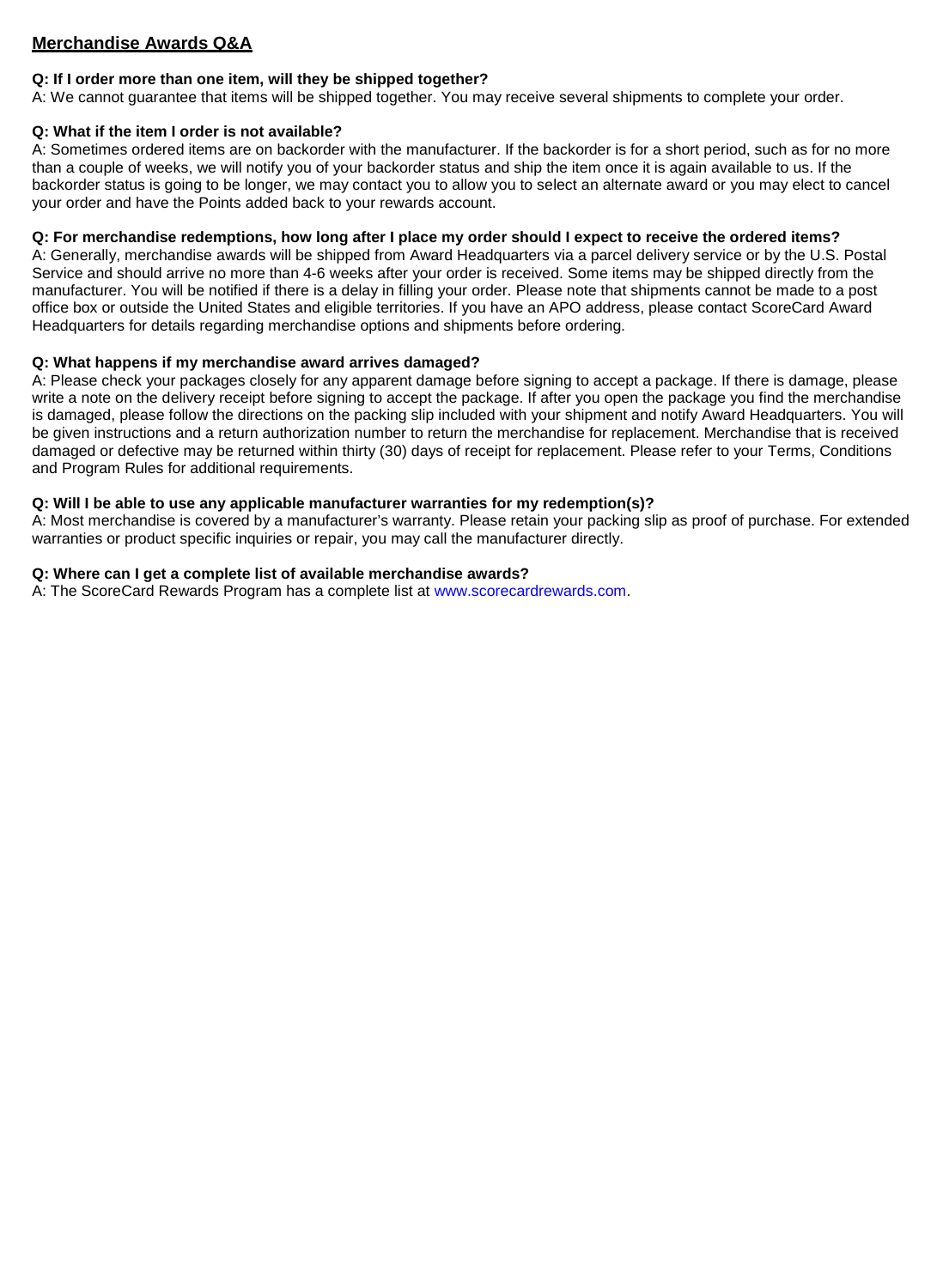## Merchandise Awards Q&A

**Q: If I order more than one item, will they be shipped together?**
A: We cannot guarantee that items will be shipped together. You may receive several shipments to complete your order.

**Q: What if the item I order is not available?**
A: Sometimes ordered items are on backorder with the manufacturer. If the backorder is for a short period, such as for no more than a couple of weeks, we will notify you of your backorder status and ship the item once it is again available to us. If the backorder status is going to be longer, we may contact you to allow you to select an alternate award or you may elect to cancel your order and have the Points added back to your rewards account.

**Q: For merchandise redemptions, how long after I place my order should I expect to receive the ordered items?**
A: Generally, merchandise awards will be shipped from Award Headquarters via a parcel delivery service or by the U.S. Postal Service and should arrive no more than 4-6 weeks after your order is received. Some items may be shipped directly from the manufacturer. You will be notified if there is a delay in filling your order. Please note that shipments cannot be made to a post office box or outside the United States and eligible territories. If you have an APO address, please contact ScoreCard Award Headquarters for details regarding merchandise options and shipments before ordering.

**Q: What happens if my merchandise award arrives damaged?**
A: Please check your packages closely for any apparent damage before signing to accept a package. If there is damage, please write a note on the delivery receipt before signing to accept the package. If after you open the package you find the merchandise is damaged, please follow the directions on the packing slip included with your shipment and notify Award Headquarters. You will be given instructions and a return authorization number to return the merchandise for replacement. Merchandise that is received damaged or defective may be returned within thirty (30) days of receipt for replacement. Please refer to your Terms, Conditions and Program Rules for additional requirements.

**Q: Will I be able to use any applicable manufacturer warranties for my redemption(s)?**
A: Most merchandise is covered by a manufacturer's warranty. Please retain your packing slip as proof of purchase. For extended warranties or product specific inquiries or repair, you may call the manufacturer directly.

**Q: Where can I get a complete list of available merchandise awards?**
A: The ScoreCard Rewards Program has a complete list at www.scorecardrewards.com.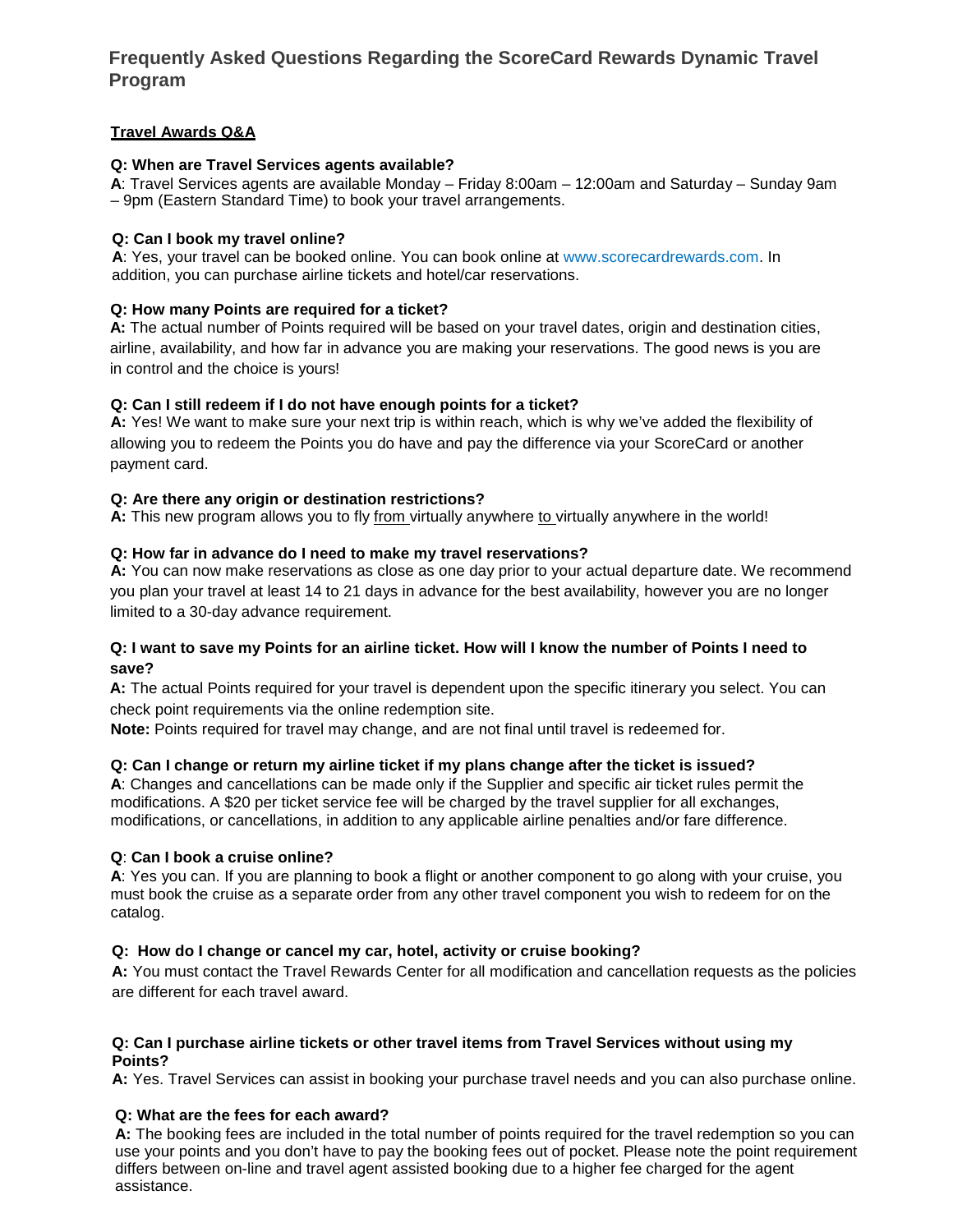# Frequently Asked Questions Regarding the ScoreCard Rewards Dynamic Travel Program

## Travel Awards Q&A

**Q: When are Travel Services agents available?**
**A**: Travel Services agents are available Monday – Friday 8:00am – 12:00am and Saturday – Sunday 9am – 9pm (Eastern Standard Time) to book your travel arrangements.

**Q: Can I book my travel online?**
**A**: Yes, your travel can be booked online. You can book online at www.scorecardrewards.com. In addition, you can purchase airline tickets and hotel/car reservations.

**Q: How many Points are required for a ticket?**
**A:** The actual number of Points required will be based on your travel dates, origin and destination cities, airline, availability, and how far in advance you are making your reservations. The good news is you are in control and the choice is yours!

**Q: Can I still redeem if I do not have enough points for a ticket?**
**A:** Yes! We want to make sure your next trip is within reach, which is why we've added the flexibility of allowing you to redeem the Points you do have and pay the difference via your ScoreCard or another payment card.

**Q: Are there any origin or destination restrictions?**
**A:** This new program allows you to fly from virtually anywhere to virtually anywhere in the world!

**Q: How far in advance do I need to make my travel reservations?**
**A:** You can now make reservations as close as one day prior to your actual departure date. We recommend you plan your travel at least 14 to 21 days in advance for the best availability, however you are no longer limited to a 30-day advance requirement.

**Q: I want to save my Points for an airline ticket. How will I know the number of Points I need to save?**
**A:** The actual Points required for your travel is dependent upon the specific itinerary you select. You can check point requirements via the online redemption site.
**Note:** Points required for travel may change, and are not final until travel is redeemed for.

**Q: Can I change or return my airline ticket if my plans change after the ticket is issued?**
**A**: Changes and cancellations can be made only if the Supplier and specific air ticket rules permit the modifications. A $20 per ticket service fee will be charged by the travel supplier for all exchanges, modifications, or cancellations, in addition to any applicable airline penalties and/or fare difference.

**Q**: **Can I book a cruise online?**
**A**: Yes you can. If you are planning to book a flight or another component to go along with your cruise, you must book the cruise as a separate order from any other travel component you wish to redeem for on the catalog.

**Q: How do I change or cancel my car, hotel, activity or cruise booking?**
**A:** You must contact the Travel Rewards Center for all modification and cancellation requests as the policies are different for each travel award.

**Q: Can I purchase airline tickets or other travel items from Travel Services without using my Points?**
**A:** Yes. Travel Services can assist in booking your purchase travel needs and you can also purchase online.

**Q: What are the fees for each award?**
**A:** The booking fees are included in the total number of points required for the travel redemption so you can use your points and you don't have to pay the booking fees out of pocket. Please note the point requirement differs between on-line and travel agent assisted booking due to a higher fee charged for the agent assistance.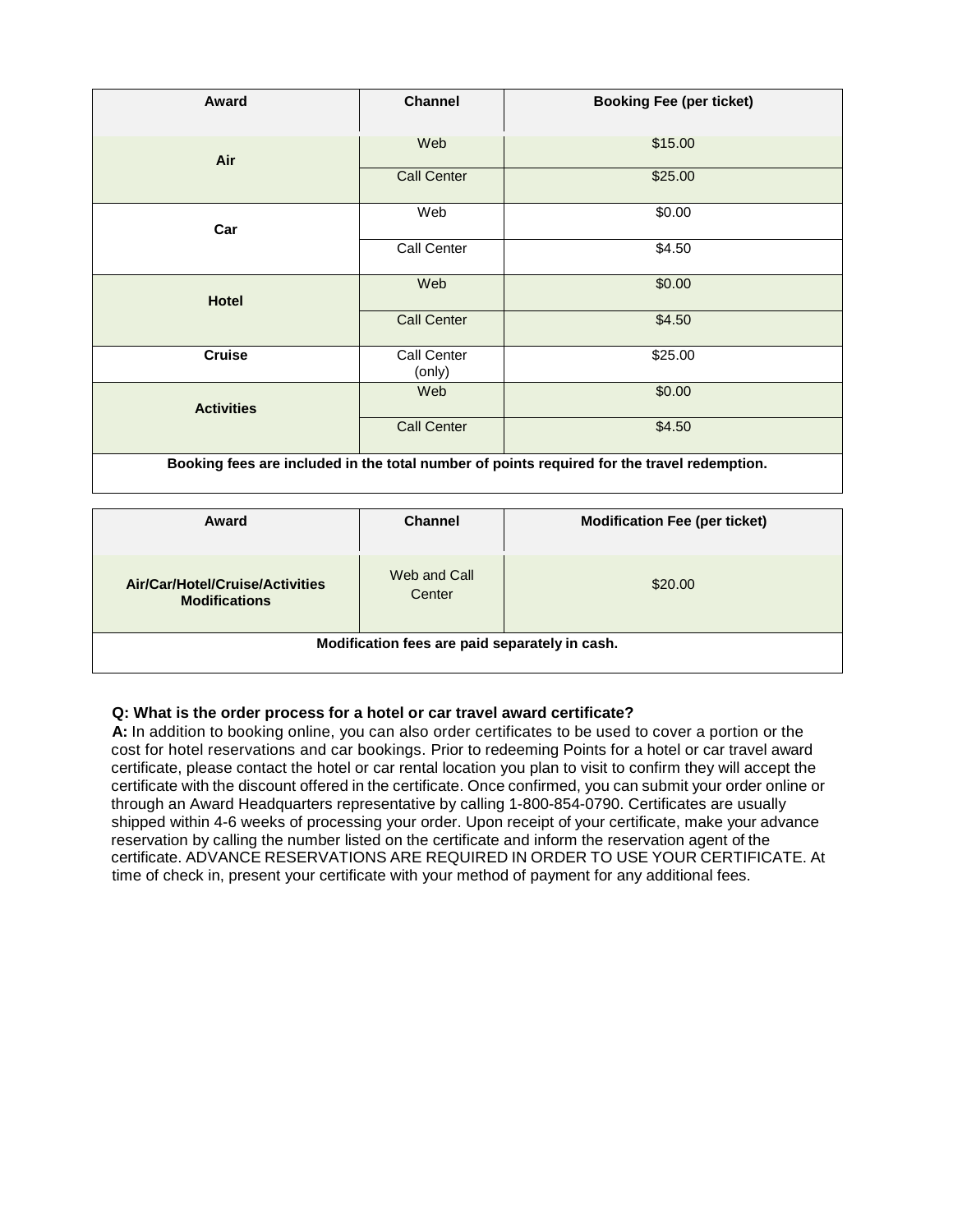| Award | Channel | Booking Fee (per ticket) |
| --- | --- | --- |
| Air | Web | $15.00 |
| | Call Center | $25.00 |
| Car | Web | $0.00 |
| | Call Center | $4.50 |
| Hotel | Web | $0.00 |
| | Call Center | $4.50 |
| Cruise | Call Center (only) | $25.00 |
| Activities | Web | $0.00 |
| | Call Center | $4.50 |
| **Booking fees are included in the total number of points required for the travel redemption.** | | |

| Award | Channel | Modification Fee (per ticket) |
| --- | --- | --- |
| **Air/Car/Hotel/Cruise/Activities Modifications** | Web and Call Center | $20.00 |
| **Modification fees are paid separately in cash.** | | |

**Q: What is the order process for a hotel or car travel award certificate?**
**A:** In addition to booking online, you can also order certificates to be used to cover a portion or the cost for hotel reservations and car bookings. Prior to redeeming Points for a hotel or car travel award certificate, please contact the hotel or car rental location you plan to visit to confirm they will accept the certificate with the discount offered in the certificate. Once confirmed, you can submit your order online or through an Award Headquarters representative by calling 1-800-854-0790. Certificates are usually shipped within 4-6 weeks of processing your order. Upon receipt of your certificate, make your advance reservation by calling the number listed on the certificate and inform the reservation agent of the certificate. ADVANCE RESERVATIONS ARE REQUIRED IN ORDER TO USE YOUR CERTIFICATE. At time of check in, present your certificate with your method of payment for any additional fees.